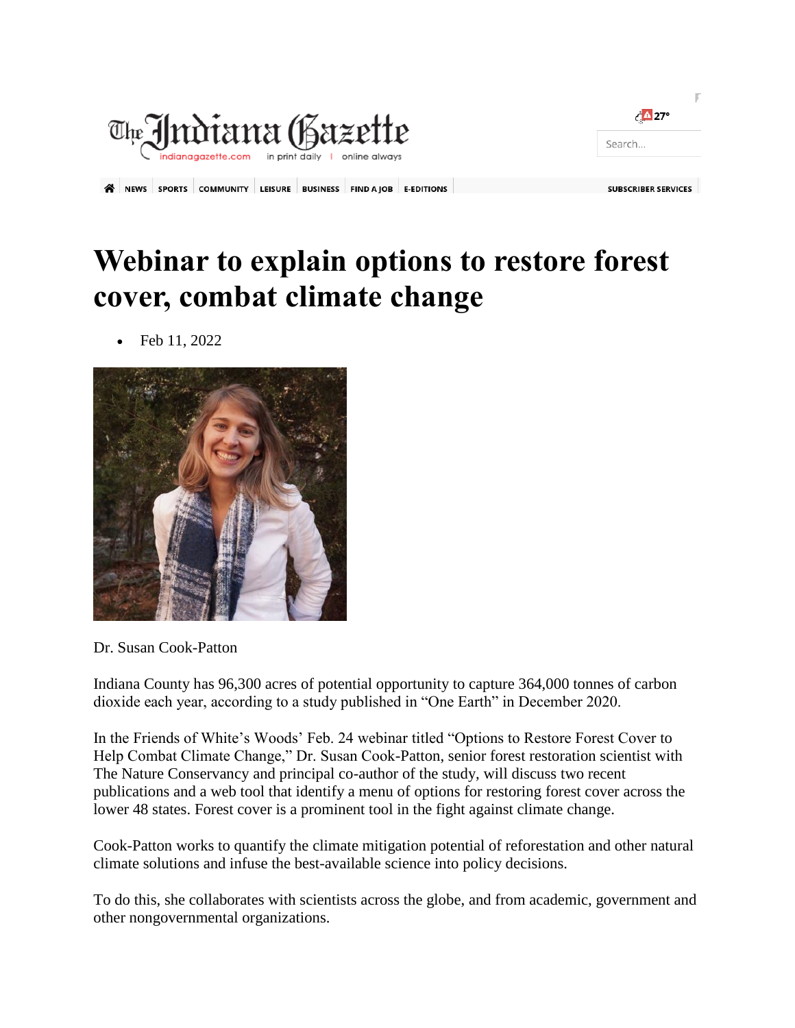# Webinar to explain options to restore forest cover, combat climate change

- Feb 11, 2022

Dr. Susan Cook-Patton

Indiana County has 96,300 acres of potential opportunity to capture 364,000 tonnes of carbon dioxide each year, according to a study published in “One Earth” in December 2020.

In the Friends of White’s Woods’ Feb. 24 webinar titled “Options to Restore Forest Cover to Help Combat Climate Change,” Dr. Susan Cook-Patton, senior forest restoration scientist with The Nature Conservancy and principal co-author of the study, will discuss two recent publications and a web tool that identify a menu of options for restoring forest cover across the lower 48 states. Forest cover is a prominent tool in the fight against climate change.

Cook-Patton works to quantify the climate mitigation potential of reforestation and other natural climate solutions and infuse the best-available science into policy decisions.

To do this, she collaborates with scientists across the globe, and from academic, government and other nongovernmental organizations.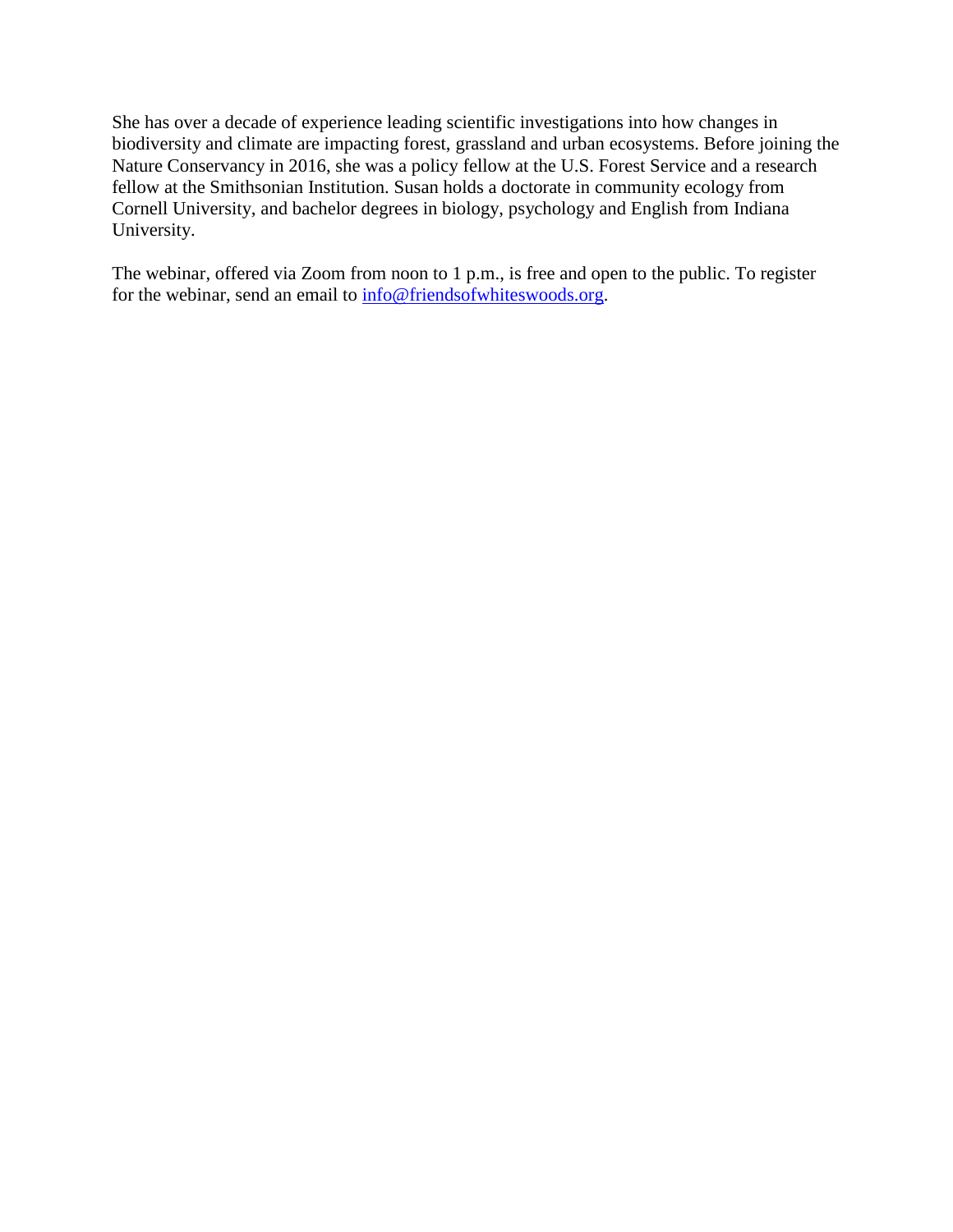She has over a decade of experience leading scientific investigations into how changes in biodiversity and climate are impacting forest, grassland and urban ecosystems. Before joining the Nature Conservancy in 2016, she was a policy fellow at the U.S. Forest Service and a research fellow at the Smithsonian Institution. Susan holds a doctorate in community ecology from Cornell University, and bachelor degrees in biology, psychology and English from Indiana University.

The webinar, offered via Zoom from noon to 1 p.m., is free and open to the public. To register for the webinar, send an email to info@friendsofwhiteswoods.org.